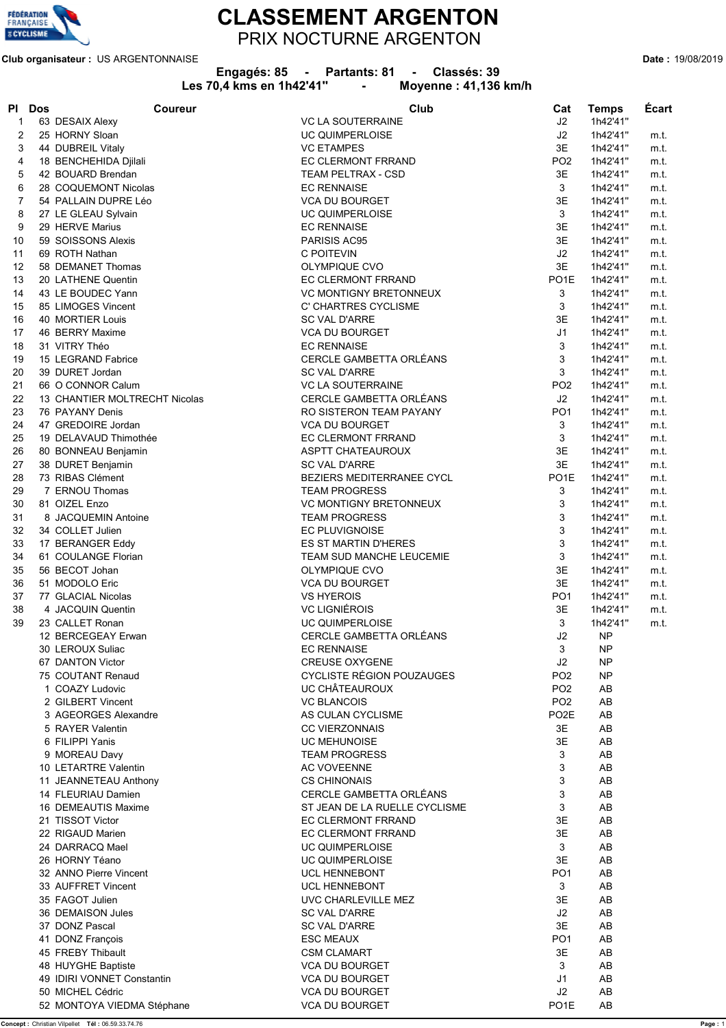# CLASSEMENT ARGENTON

## PRIX NOCTURNE ARGENTON

**Club organisateur :** US ARGENTONNAISE **Date :** 19/08/2019

**Engagés: 85 - Partants: 81 - Classés: 39**

**Les 70,4 kms en 1h42'41" - Moyenne : 41,136 km/h**

| Pl | Dos | Coureur | Club | Cat | Temps | Écart |
|---|---|---|---|---|---|---|
| 1 | 63 | DESAIX Alexy | VC LA SOUTERRAINE | J2 | 1h42'41" | |
| 2 | 25 | HORNY Sloan | UC QUIMPERLOISE | J2 | 1h42'41" | m.t. |
| 3 | 44 | DUBREIL Vitaly | VC ETAMPES | 3E | 1h42'41" | m.t. |
| 4 | 18 | BENCHEHIDA Djilali | EC CLERMONT FRRAND | PO2 | 1h42'41" | m.t. |
| 5 | 42 | BOUARD Brendan | TEAM PELTRAX - CSD | 3E | 1h42'41" | m.t. |
| 6 | 28 | COQUEMONT Nicolas | EC RENNAISE | 3 | 1h42'41" | m.t. |
| 7 | 54 | PALLAIN DUPRE Léo | VCA DU BOURGET | 3E | 1h42'41" | m.t. |
| 8 | 27 | LE GLEAU Sylvain | UC QUIMPERLOISE | 3 | 1h42'41" | m.t. |
| 9 | 29 | HERVE Marius | EC RENNAISE | 3E | 1h42'41" | m.t. |
| 10 | 59 | SOISSONS Alexis | PARISIS AC95 | 3E | 1h42'41" | m.t. |
| 11 | 69 | ROTH Nathan | C POITEVIN | J2 | 1h42'41" | m.t. |
| 12 | 58 | DEMANET Thomas | OLYMPIQUE CVO | 3E | 1h42'41" | m.t. |
| 13 | 20 | LATHENE Quentin | EC CLERMONT FRRAND | PO1E | 1h42'41" | m.t. |
| 14 | 43 | LE BOUDEC Yann | VC MONTIGNY BRETONNEUX | 3 | 1h42'41" | m.t. |
| 15 | 85 | LIMOGES Vincent | C' CHARTRES CYCLISME | 3 | 1h42'41" | m.t. |
| 16 | 40 | MORTIER Louis | SC VAL D'ARRE | 3E | 1h42'41" | m.t. |
| 17 | 46 | BERRY Maxime | VCA DU BOURGET | J1 | 1h42'41" | m.t. |
| 18 | 31 | VITRY Théo | EC RENNAISE | 3 | 1h42'41" | m.t. |
| 19 | 15 | LEGRAND Fabrice | CERCLE GAMBETTA ORLÉANS | 3 | 1h42'41" | m.t. |
| 20 | 39 | DURET Jordan | SC VAL D'ARRE | 3 | 1h42'41" | m.t. |
| 21 | 66 | O CONNOR Calum | VC LA SOUTERRAINE | PO2 | 1h42'41" | m.t. |
| 22 | 13 | CHANTIER MOLTRECHT Nicolas | CERCLE GAMBETTA ORLÉANS | J2 | 1h42'41" | m.t. |
| 23 | 76 | PAYANY Denis | RO SISTERON TEAM PAYANY | PO1 | 1h42'41" | m.t. |
| 24 | 47 | GREDOIRE Jordan | VCA DU BOURGET | 3 | 1h42'41" | m.t. |
| 25 | 19 | DELAVAUD Thimothée | EC CLERMONT FRRAND | 3 | 1h42'41" | m.t. |
| 26 | 80 | BONNEAU Benjamin | ASPTT CHATEAUROUX | 3E | 1h42'41" | m.t. |
| 27 | 38 | DURET Benjamin | SC VAL D'ARRE | 3E | 1h42'41" | m.t. |
| 28 | 73 | RIBAS Clément | BEZIERS MEDITERRANEE CYCL | PO1E | 1h42'41" | m.t. |
| 29 | 7 | ERNOU Thomas | TEAM PROGRESS | 3 | 1h42'41" | m.t. |
| 30 | 81 | OIZEL Enzo | VC MONTIGNY BRETONNEUX | 3 | 1h42'41" | m.t. |
| 31 | 8 | JACQUEMIN Antoine | TEAM PROGRESS | 3 | 1h42'41" | m.t. |
| 32 | 34 | COLLET Julien | EC PLUVIGNOISE | 3 | 1h42'41" | m.t. |
| 33 | 17 | BERANGER Eddy | ES ST MARTIN D'HERES | 3 | 1h42'41" | m.t. |
| 34 | 61 | COULANGE Florian | TEAM SUD MANCHE LEUCEMIE | 3 | 1h42'41" | m.t. |
| 35 | 56 | BECOT Johan | OLYMPIQUE CVO | 3E | 1h42'41" | m.t. |
| 36 | 51 | MODOLO Eric | VCA DU BOURGET | 3E | 1h42'41" | m.t. |
| 37 | 77 | GLACIAL Nicolas | VS HYEROIS | PO1 | 1h42'41" | m.t. |
| 38 | 4 | JACQUIN Quentin | VC LIGNIÉROIS | 3E | 1h42'41" | m.t. |
| 39 | 23 | CALLET Ronan | UC QUIMPERLOISE | 3 | 1h42'41" | m.t. |
| | 12 | BERCEGEAY Erwan | CERCLE GAMBETTA ORLÉANS | J2 | NP | |
| | 30 | LEROUX Suliac | EC RENNAISE | 3 | NP | |
| | 67 | DANTON Victor | CREUSE OXYGENE | J2 | NP | |
| | 75 | COUTANT Renaud | CYCLISTE RÉGION POUZAUGES | PO2 | NP | |
| | 1 | COAZY Ludovic | UC CHÂTEAUROUX | PO2 | AB | |
| | 2 | GILBERT Vincent | VC BLANCOIS | PO2 | AB | |
| | 3 | AGEORGES Alexandre | AS CULAN CYCLISME | PO2E | AB | |
| | 5 | RAYER Valentin | CC VIERZONNAIS | 3E | AB | |
| | 6 | FILIPPI Yanis | UC MEHUNOISE | 3E | AB | |
| | 9 | MOREAU Davy | TEAM PROGRESS | 3 | AB | |
| | 10 | LETARTRE Valentin | AC VOVEENNE | 3 | AB | |
| | 11 | JEANNETEAU Anthony | CS CHINONAIS | 3 | AB | |
| | 14 | FLEURIAU Damien | CERCLE GAMBETTA ORLÉANS | 3 | AB | |
| | 16 | DEMEAUTIS Maxime | ST JEAN DE LA RUELLE CYCLISME | 3 | AB | |
| | 21 | TISSOT Victor | EC CLERMONT FRRAND | 3E | AB | |
| | 22 | RIGAUD Marien | EC CLERMONT FRRAND | 3E | AB | |
| | 24 | DARRACQ Mael | UC QUIMPERLOISE | 3 | AB | |
| | 26 | HORNY Téano | UC QUIMPERLOISE | 3E | AB | |
| | 32 | ANNO Pierre Vincent | UCL HENNEBONT | PO1 | AB | |
| | 33 | AUFFRET Vincent | UCL HENNEBONT | 3 | AB | |
| | 35 | FAGOT Julien | UVC CHARLEVILLE MEZ | 3E | AB | |
| | 36 | DEMAISON Jules | SC VAL D'ARRE | J2 | AB | |
| | 37 | DONZ Pascal | SC VAL D'ARRE | 3E | AB | |
| | 41 | DONZ François | ESC MEAUX | PO1 | AB | |
| | 45 | FREBY Thibault | CSM CLAMART | 3E | AB | |
| | 48 | HUYGHE Baptiste | VCA DU BOURGET | 3 | AB | |
| | 49 | IDIRI VONNET Constantin | VCA DU BOURGET | J1 | AB | |
| | 50 | MICHEL Cédric | VCA DU BOURGET | J2 | AB | |
| | 52 | MONTOYA VIEDMA Stéphane | VCA DU BOURGET | PO1E | AB | |

**Concept :** Christian Vilpellet **Tél :** 06.59.33.74.76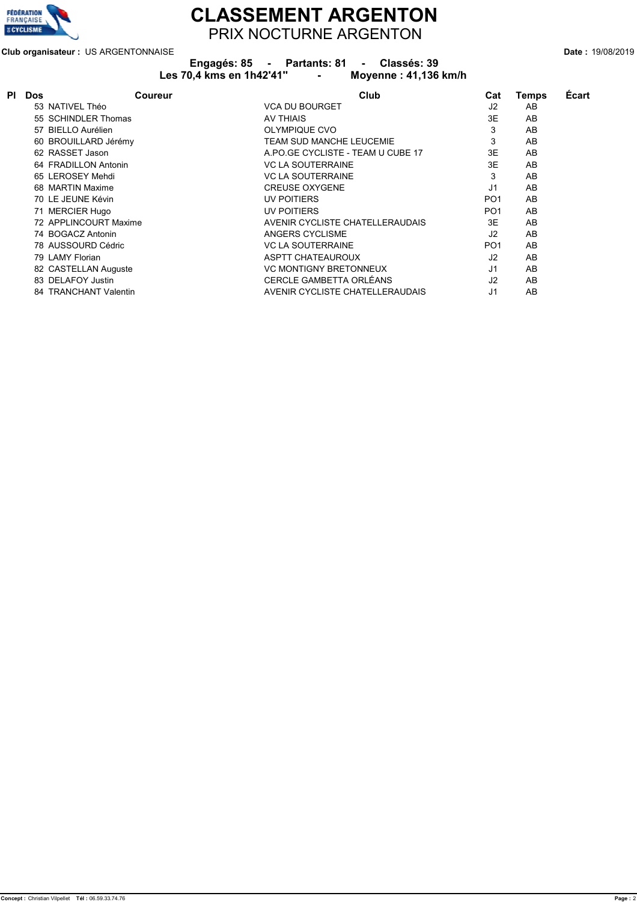# CLASSEMENT ARGENTON

## PRIX NOCTURNE ARGENTON

**Club organisateur :** US ARGENTONNAISE

**Date :** 19/08/2019

**Engagés: 85 - Partants: 81 - Classés: 39**

**Les 70,4 kms en 1h42'41" - Moyenne : 41,136 km/h**

| Pl | Dos | Coureur | Club | Cat | Temps | Écart |
|---|---|---|---|---|---|---|
| | 53 | NATIVEL Théo | VCA DU BOURGET | J2 | AB | |
| | 55 | SCHINDLER Thomas | AV THIAIS | 3E | AB | |
| | 57 | BIELLO Aurélien | OLYMPIQUE CVO | 3 | AB | |
| | 60 | BROUILLARD Jérémy | TEAM SUD MANCHE LEUCEMIE | 3 | AB | |
| | 62 | RASSET Jason | A.PO.GE CYCLISTE - TEAM U CUBE 17 | 3E | AB | |
| | 64 | FRADILLON Antonin | VC LA SOUTERRAINE | 3E | AB | |
| | 65 | LEROSEY Mehdi | VC LA SOUTERRAINE | 3 | AB | |
| | 68 | MARTIN Maxime | CREUSE OXYGENE | J1 | AB | |
| | 70 | LE JEUNE Kévin | UV POITIERS | PO1 | AB | |
| | 71 | MERCIER Hugo | UV POITIERS | PO1 | AB | |
| | 72 | APPLINCOURT Maxime | AVENIR CYCLISTE CHATELLERAUDAIS | 3E | AB | |
| | 74 | BOGACZ Antonin | ANGERS CYCLISME | J2 | AB | |
| | 78 | AUSSOURD Cédric | VC LA SOUTERRAINE | PO1 | AB | |
| | 79 | LAMY Florian | ASPTT CHATEAUROUX | J2 | AB | |
| | 82 | CASTELLAN Auguste | VC MONTIGNY BRETONNEUX | J1 | AB | |
| | 83 | DELAFOY Justin | CERCLE GAMBETTA ORLÉANS | J2 | AB | |
| | 84 | TRANCHANT Valentin | AVENIR CYCLISTE CHATELLERAUDAIS | J1 | AB | |

**Concept :** Christian Vilpellet **Tél :** 06.59.33.74.76